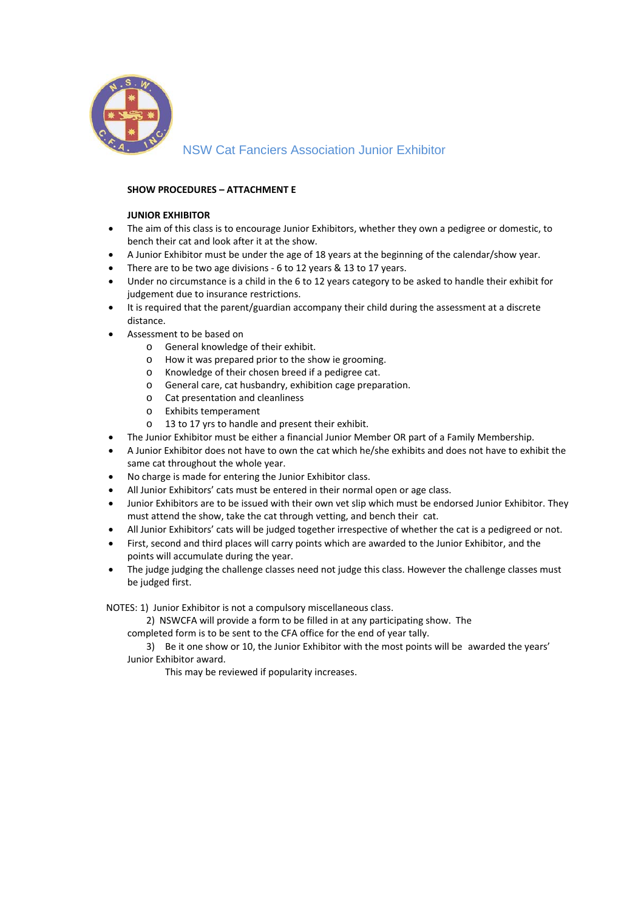NSW Cat Fanciers Association Junior Exhibitor

**SHOW PROCEDURES – ATTACHMENT E**

**JUNIOR EXHIBITOR**

- The aim of this class is to encourage Junior Exhibitors, whether they own a pedigree or domestic, to bench their cat and look after it at the show.
- A Junior Exhibitor must be under the age of 18 years at the beginning of the calendar/show year.
- There are to be two age divisions - 6 to 12 years & 13 to 17 years.
- Under no circumstance is a child in the 6 to 12 years category to be asked to handle their exhibit for judgement due to insurance restrictions.
- It is required that the parent/guardian accompany their child during the assessment at a discrete distance.
- Assessment to be based on
  - General knowledge of their exhibit.
  - How it was prepared prior to the show ie grooming.
  - Knowledge of their chosen breed if a pedigree cat.
  - General care, cat husbandry, exhibition cage preparation.
  - Cat presentation and cleanliness
  - Exhibits temperament
  - 13 to 17 yrs to handle and present their exhibit.
- The Junior Exhibitor must be either a financial Junior Member OR part of a Family Membership.
- A Junior Exhibitor does not have to own the cat which he/she exhibits and does not have to exhibit the same cat throughout the whole year.
- No charge is made for entering the Junior Exhibitor class.
- All Junior Exhibitors' cats must be entered in their normal open or age class.
- Junior Exhibitors are to be issued with their own vet slip which must be endorsed Junior Exhibitor. They must attend the show, take the cat through vetting, and bench their cat.
- All Junior Exhibitors' cats will be judged together irrespective of whether the cat is a pedigreed or not.
- First, second and third places will carry points which are awarded to the Junior Exhibitor, and the points will accumulate during the year.
- The judge judging the challenge classes need not judge this class. However the challenge classes must be judged first.

NOTES: 1) Junior Exhibitor is not a compulsory miscellaneous class.

2) NSWCFA will provide a form to be filled in at any participating show. The completed form is to be sent to the CFA office for the end of year tally.

3) Be it one show or 10, the Junior Exhibitor with the most points will be awarded the years' Junior Exhibitor award.

This may be reviewed if popularity increases.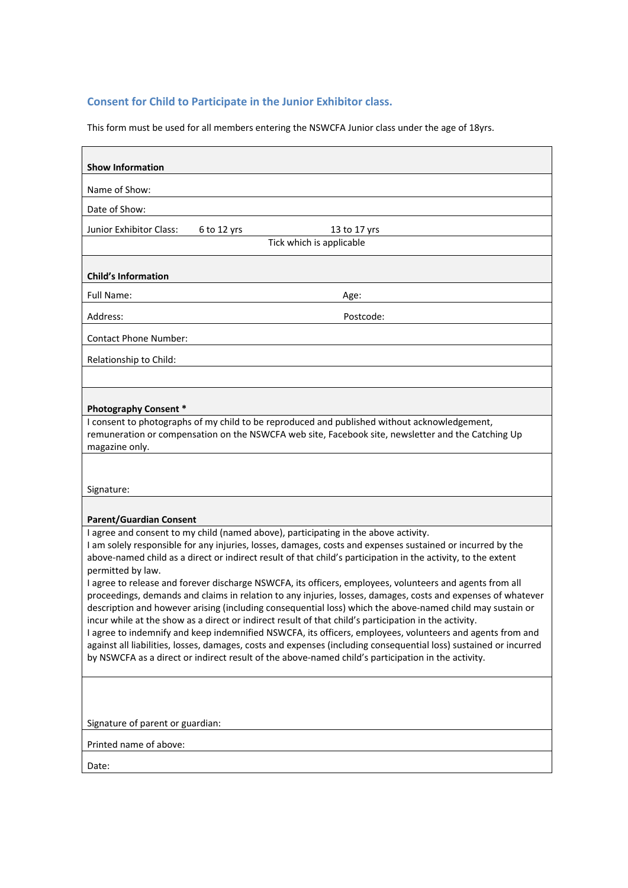## Consent for Child to Participate in the Junior Exhibitor class.

This form must be used for all members entering the NSWCFA Junior class under the age of 18yrs.

| | | |
|---|---|---|
| **Show Information** | | |
| Name of Show: | | |
| Date of Show: | | |
| Junior Exhibitor Class: 6 to 12 yrs | 13 to 17 yrs | |
| Tick which is applicable | | |
| **Child's Information** | | |
| Full Name: | Age: | |
| Address: | Postcode: | |
| Contact Phone Number: | | |
| Relationship to Child: | | |
| | | |
| **Photography Consent *** | | |
| I consent to photographs of my child to be reproduced and published without acknowledgement, remuneration or compensation on the NSWCFA web site, Facebook site, newsletter and the Catching Up magazine only. | | |
| Signature: | | |
| **Parent/Guardian Consent** | | |
| I agree and consent to my child (named above), participating in the above activity.<br>I am solely responsible for any injuries, losses, damages, costs and expenses sustained or incurred by the above-named child as a direct or indirect result of that child's participation in the activity, to the extent permitted by law.<br>I agree to release and forever discharge NSWCFA, its officers, employees, volunteers and agents from all proceedings, demands and claims in relation to any injuries, losses, damages, costs and expenses of whatever description and however arising (including consequential loss) which the above-named child may sustain or incur while at the show as a direct or indirect result of that child's participation in the activity.<br>I agree to indemnify and keep indemnified NSWCFA, its officers, employees, volunteers and agents from and against all liabilities, losses, damages, costs and expenses (including consequential loss) sustained or incurred by NSWCFA as a direct or indirect result of the above-named child's participation in the activity. | | |
| Signature of parent or guardian: | | |
| Printed name of above: | | |
| Date: | | |